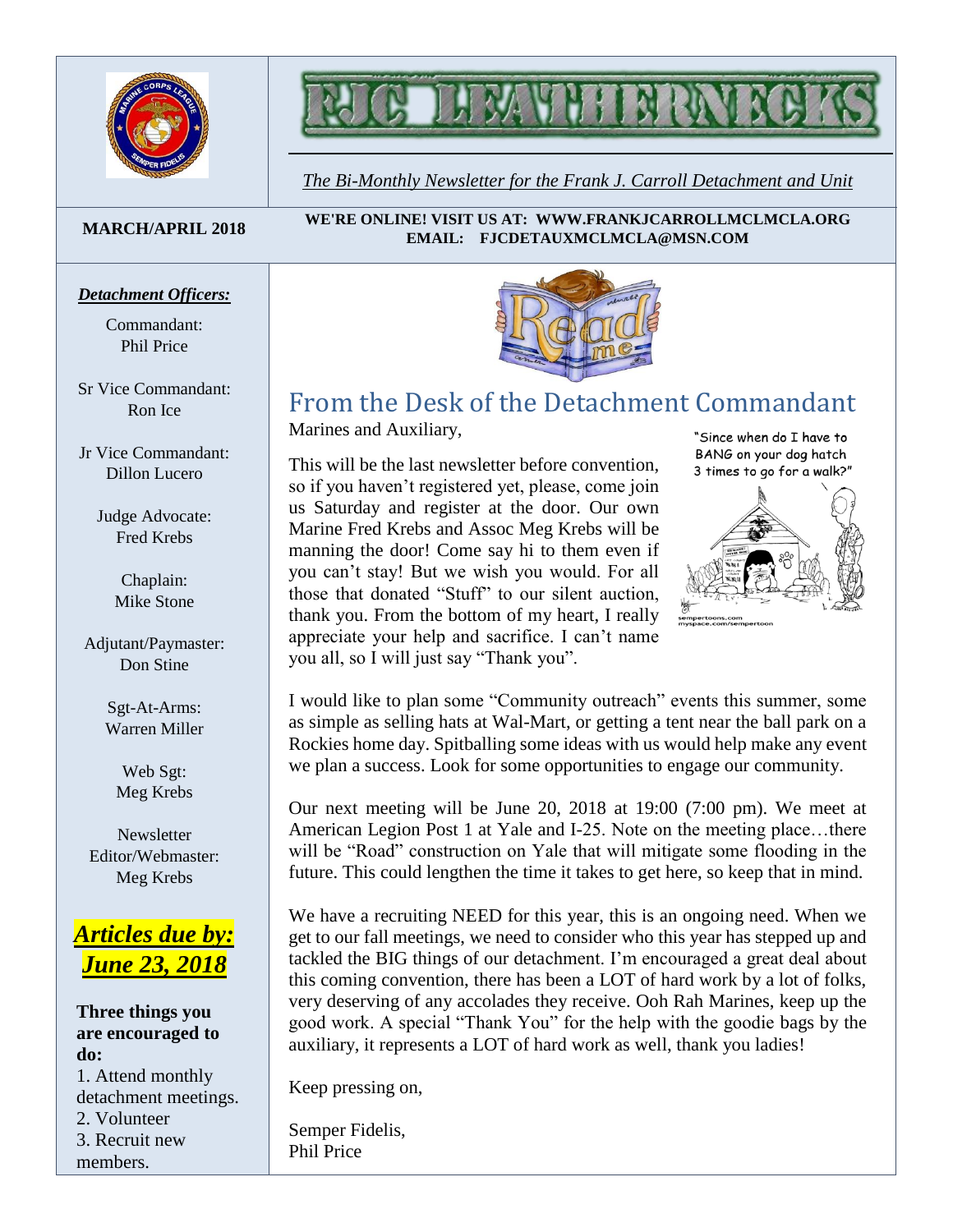# FJC LEATHERNECKS

*The Bi-Monthly Newsletter for the Frank J. Carroll Detachment and Unit*

**MARCH/APRIL 2018**

**WE'RE ONLINE! VISIT US AT: WWW.FRANKJCARROLLMCLMCLA.ORG**
**EMAIL: FJCDETAUXMCLMCLA@MSN.COM**

***Detachment Officers:***

Commandant:
Phil Price

Sr Vice Commandant:
Ron Ice

Jr Vice Commandant:
Dillon Lucero

Judge Advocate:
Fred Krebs

Chaplain:
Mike Stone

Adjutant/Paymaster:
Don Stine

Sgt-At-Arms:
Warren Miller

Web Sgt:
Meg Krebs

Newsletter Editor/Webmaster:
Meg Krebs

***Articles due by: June 23, 2018***

**Three things you are encouraged to do:**

1. Attend monthly detachment meetings.
2. Volunteer
3. Recruit new members.

## From the Desk of the Detachment Commandant

Marines and Auxiliary,

This will be the last newsletter before convention, so if you haven't registered yet, please, come join us Saturday and register at the door. Our own Marine Fred Krebs and Assoc Meg Krebs will be manning the door! Come say hi to them even if you can't stay! But we wish you would. For all those that donated "Stuff" to our silent auction, thank you. From the bottom of my heart, I really appreciate your help and sacrifice. I can't name you all, so I will just say "Thank you".

"Since when do I have to BANG on your dog hatch 3 times to go for a walk?"

sempertoons.com
myspace.com/sempertoon

I would like to plan some "Community outreach" events this summer, some as simple as selling hats at Wal-Mart, or getting a tent near the ball park on a Rockies home day. Spitballing some ideas with us would help make any event we plan a success. Look for some opportunities to engage our community.

Our next meeting will be June 20, 2018 at 19:00 (7:00 pm). We meet at American Legion Post 1 at Yale and I-25. Note on the meeting place…there will be "Road" construction on Yale that will mitigate some flooding in the future. This could lengthen the time it takes to get here, so keep that in mind.

We have a recruiting NEED for this year, this is an ongoing need. When we get to our fall meetings, we need to consider who this year has stepped up and tackled the BIG things of our detachment. I'm encouraged a great deal about this coming convention, there has been a LOT of hard work by a lot of folks, very deserving of any accolades they receive. Ooh Rah Marines, keep up the good work. A special "Thank You" for the help with the goodie bags by the auxiliary, it represents a LOT of hard work as well, thank you ladies!

Keep pressing on,

Semper Fidelis,
Phil Price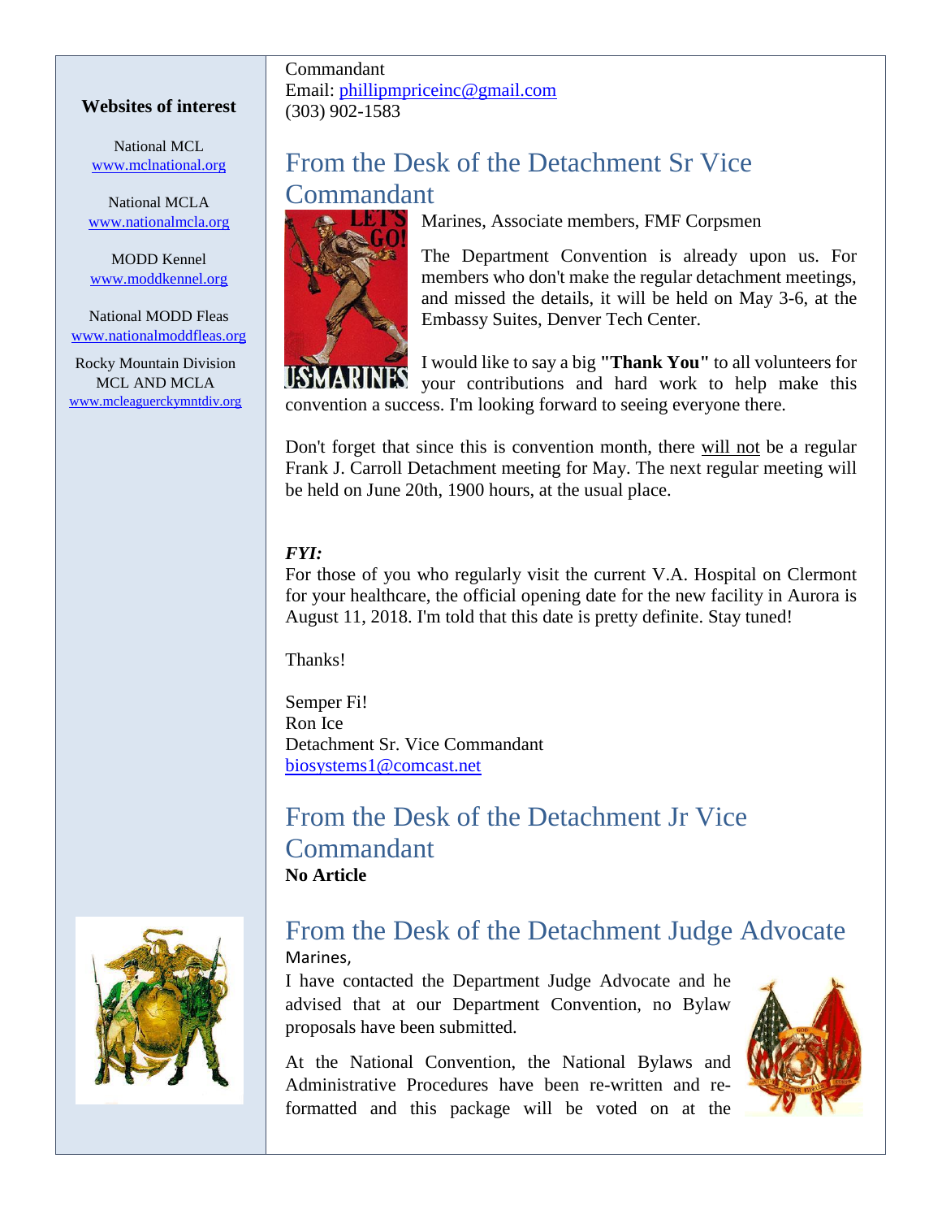Commandant
Email: phillipmpriceinc@gmail.com
(303) 902-1583

## From the Desk of the Detachment Sr Vice Commandant

Marines, Associate members, FMF Corpsmen

The Department Convention is already upon us. For members who don't make the regular detachment meetings, and missed the details, it will be held on May 3-6, at the Embassy Suites, Denver Tech Center.

I would like to say a big **"Thank You"** to all volunteers for your contributions and hard work to help make this convention a success. I'm looking forward to seeing everyone there.

Don't forget that since this is convention month, there will not be a regular Frank J. Carroll Detachment meeting for May. The next regular meeting will be held on June 20th, 1900 hours, at the usual place.

***FYI:***
For those of you who regularly visit the current V.A. Hospital on Clermont for your healthcare, the official opening date for the new facility in Aurora is August 11, 2018. I'm told that this date is pretty definite. Stay tuned!

Thanks!

Semper Fi!
Ron Ice
Detachment Sr. Vice Commandant
biosystems1@comcast.net

## From the Desk of the Detachment Jr Vice Commandant

**No Article**

## From the Desk of the Detachment Judge Advocate

Marines,

I have contacted the Department Judge Advocate and he advised that at our Department Convention, no Bylaw proposals have been submitted.

At the National Convention, the National Bylaws and Administrative Procedures have been re-written and re-formatted and this package will be voted on at the

**Websites of interest**

National MCL
www.mclnational.org

National MCLA
www.nationalmcla.org

MODD Kennel
www.moddkennel.org

National MODD Fleas
www.nationalmoddfleas.org

Rocky Mountain Division
MCL AND MCLA
www.mcleaguerckymntdiv.org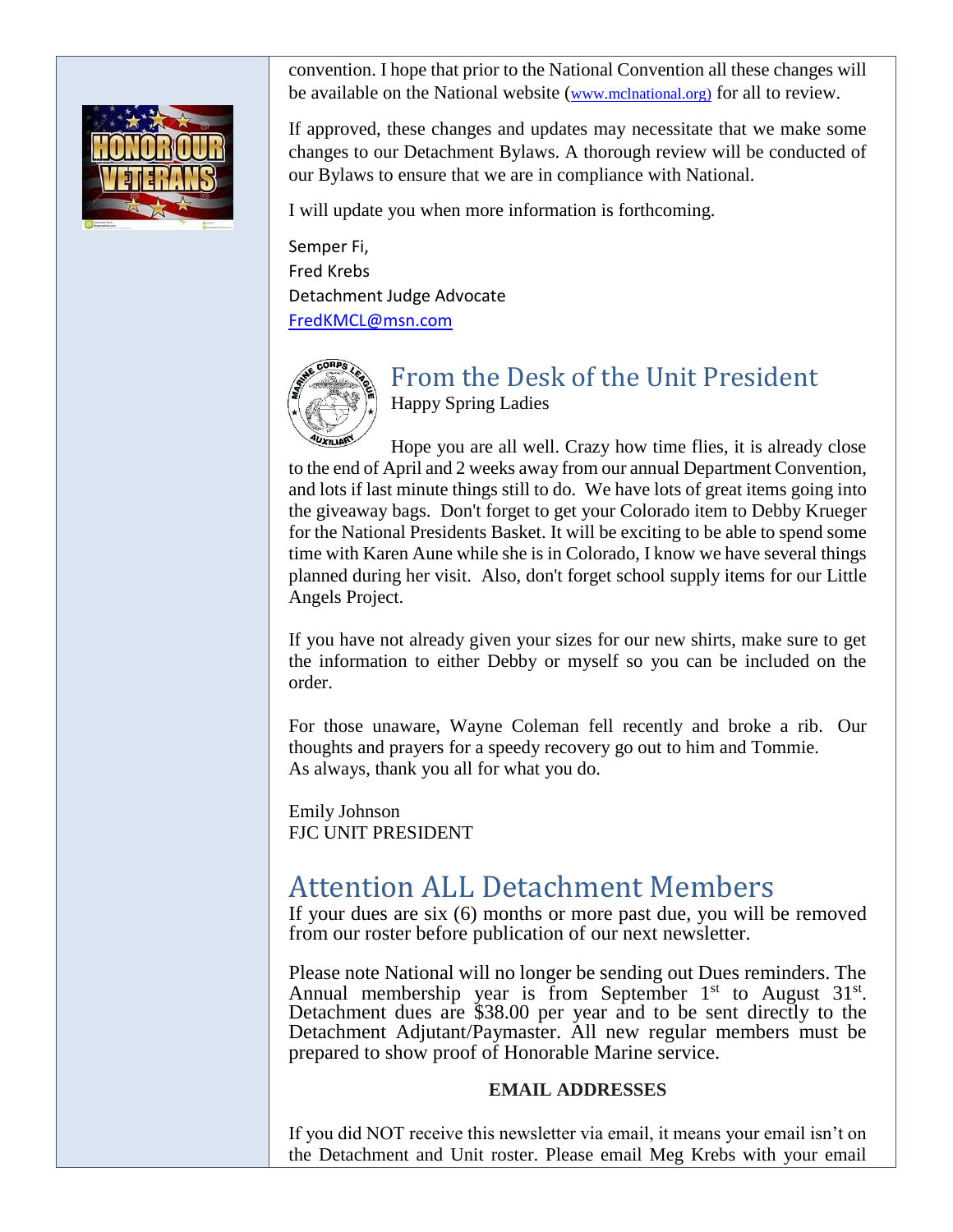convention. I hope that prior to the National Convention all these changes will be available on the National website (www.mclnational.org) for all to review.

If approved, these changes and updates may necessitate that we make some changes to our Detachment Bylaws. A thorough review will be conducted of our Bylaws to ensure that we are in compliance with National.

I will update you when more information is forthcoming.

Semper Fi,
Fred Krebs
Detachment Judge Advocate
FredKMCL@msn.com

## From the Desk of the Unit President

Happy Spring Ladies

Hope you are all well. Crazy how time flies, it is already close to the end of April and 2 weeks away from our annual Department Convention, and lots if last minute things still to do. We have lots of great items going into the giveaway bags. Don't forget to get your Colorado item to Debby Krueger for the National Presidents Basket. It will be exciting to be able to spend some time with Karen Aune while she is in Colorado, I know we have several things planned during her visit. Also, don't forget school supply items for our Little Angels Project.

If you have not already given your sizes for our new shirts, make sure to get the information to either Debby or myself so you can be included on the order.

For those unaware, Wayne Coleman fell recently and broke a rib. Our thoughts and prayers for a speedy recovery go out to him and Tommie.
As always, thank you all for what you do.

Emily Johnson
FJC UNIT PRESIDENT

## Attention ALL Detachment Members

If your dues are six (6) months or more past due, you will be removed from our roster before publication of our next newsletter.

Please note National will no longer be sending out Dues reminders. The Annual membership year is from September 1st to August 31st. Detachment dues are $38.00 per year and to be sent directly to the Detachment Adjutant/Paymaster. All new regular members must be prepared to show proof of Honorable Marine service.

**EMAIL ADDRESSES**

If you did NOT receive this newsletter via email, it means your email isn't on the Detachment and Unit roster. Please email Meg Krebs with your email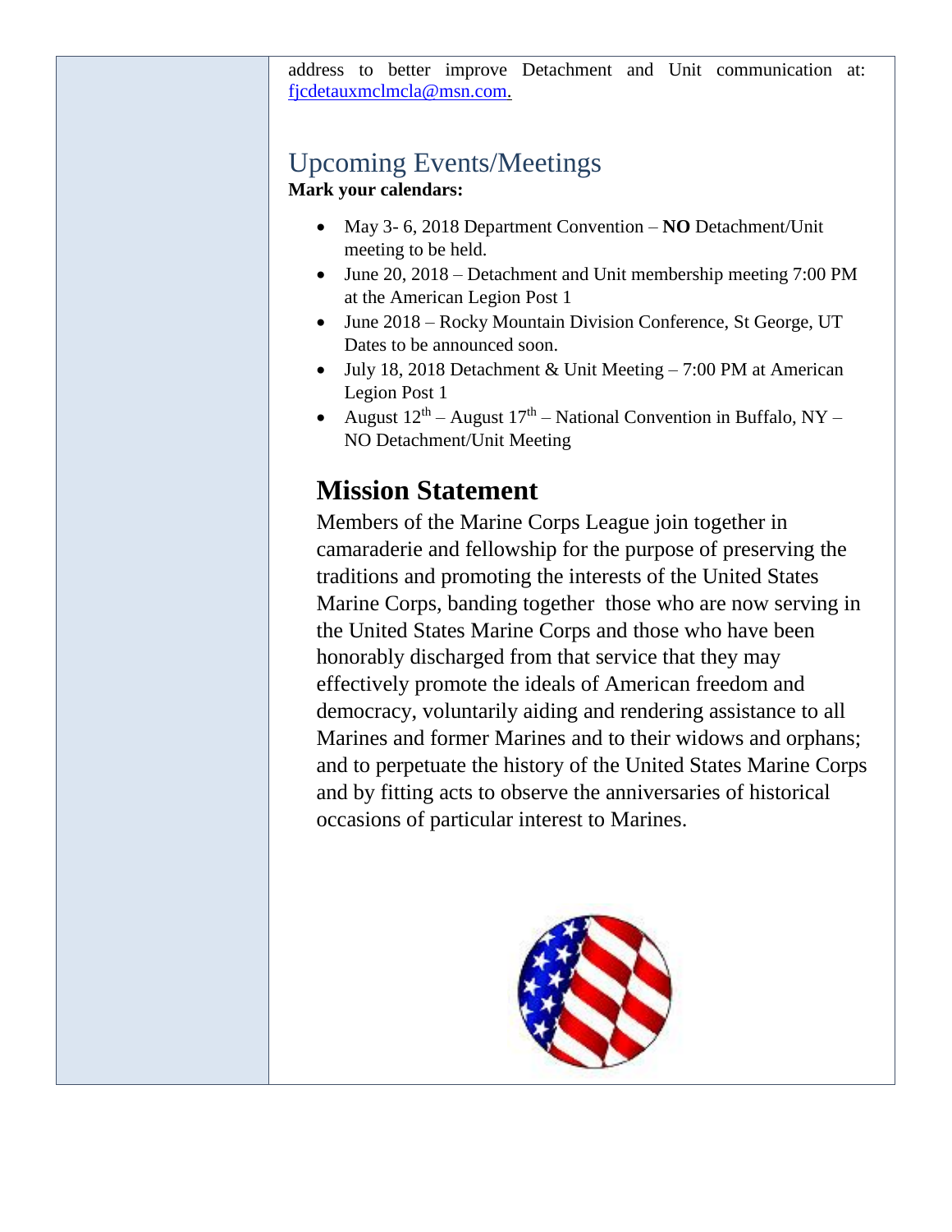address to better improve Detachment and Unit communication at: fjcdetauxmclmcla@msn.com.

## Upcoming Events/Meetings

**Mark your calendars:**

- May 3- 6, 2018 Department Convention – **NO** Detachment/Unit meeting to be held.
- June 20, 2018 – Detachment and Unit membership meeting 7:00 PM at the American Legion Post 1
- June 2018 – Rocky Mountain Division Conference, St George, UT Dates to be announced soon.
- July 18, 2018 Detachment & Unit Meeting – 7:00 PM at American Legion Post 1
- August 12th – August 17th – National Convention in Buffalo, NY – NO Detachment/Unit Meeting

## Mission Statement

Members of the Marine Corps League join together in camaraderie and fellowship for the purpose of preserving the traditions and promoting the interests of the United States Marine Corps, banding together those who are now serving in the United States Marine Corps and those who have been honorably discharged from that service that they may effectively promote the ideals of American freedom and democracy, voluntarily aiding and rendering assistance to all Marines and former Marines and to their widows and orphans; and to perpetuate the history of the United States Marine Corps and by fitting acts to observe the anniversaries of historical occasions of particular interest to Marines.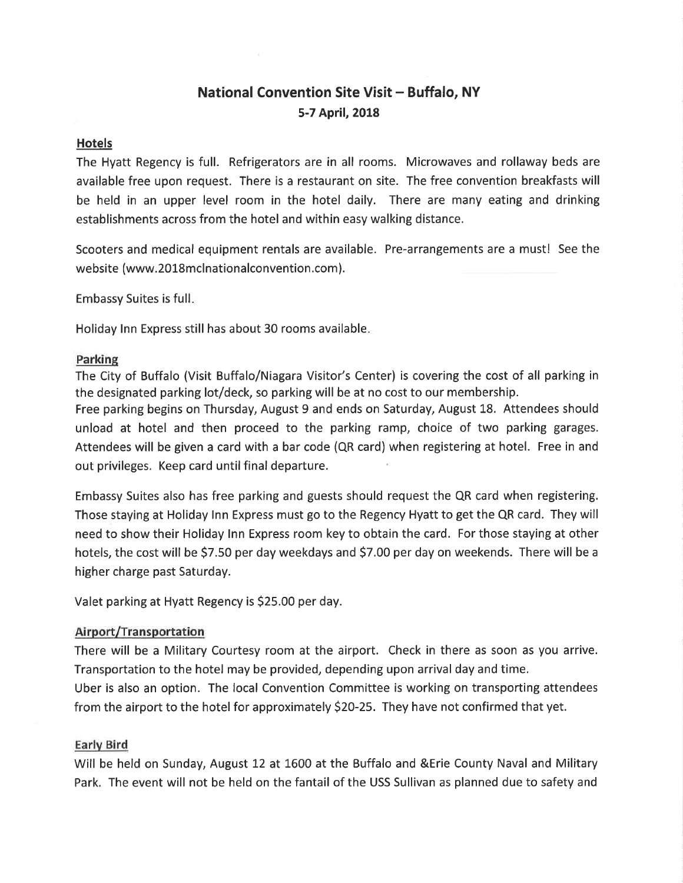# National Convention Site Visit – Buffalo, NY

**5-7 April, 2018**

## Hotels

The Hyatt Regency is full. Refrigerators are in all rooms. Microwaves and rollaway beds are available free upon request. There is a restaurant on site. The free convention breakfasts will be held in an upper level room in the hotel daily. There are many eating and drinking establishments across from the hotel and within easy walking distance.

Scooters and medical equipment rentals are available. Pre-arrangements are a must! See the website (www.2018mclnationalconvention.com).

Embassy Suites is full.

Holiday Inn Express still has about 30 rooms available.

## Parking

The City of Buffalo (Visit Buffalo/Niagara Visitor's Center) is covering the cost of all parking in the designated parking lot/deck, so parking will be at no cost to our membership.
Free parking begins on Thursday, August 9 and ends on Saturday, August 18. Attendees should unload at hotel and then proceed to the parking ramp, choice of two parking garages. Attendees will be given a card with a bar code (QR card) when registering at hotel. Free in and out privileges. Keep card until final departure.

Embassy Suites also has free parking and guests should request the QR card when registering. Those staying at Holiday Inn Express must go to the Regency Hyatt to get the QR card. They will need to show their Holiday Inn Express room key to obtain the card. For those staying at other hotels, the cost will be $7.50 per day weekdays and $7.00 per day on weekends. There will be a higher charge past Saturday.

Valet parking at Hyatt Regency is $25.00 per day.

## Airport/Transportation

There will be a Military Courtesy room at the airport. Check in there as soon as you arrive. Transportation to the hotel may be provided, depending upon arrival day and time.
Uber is also an option. The local Convention Committee is working on transporting attendees from the airport to the hotel for approximately $20-25. They have not confirmed that yet.

## Early Bird

Will be held on Sunday, August 12 at 1600 at the Buffalo and &Erie County Naval and Military Park. The event will not be held on the fantail of the USS Sullivan as planned due to safety and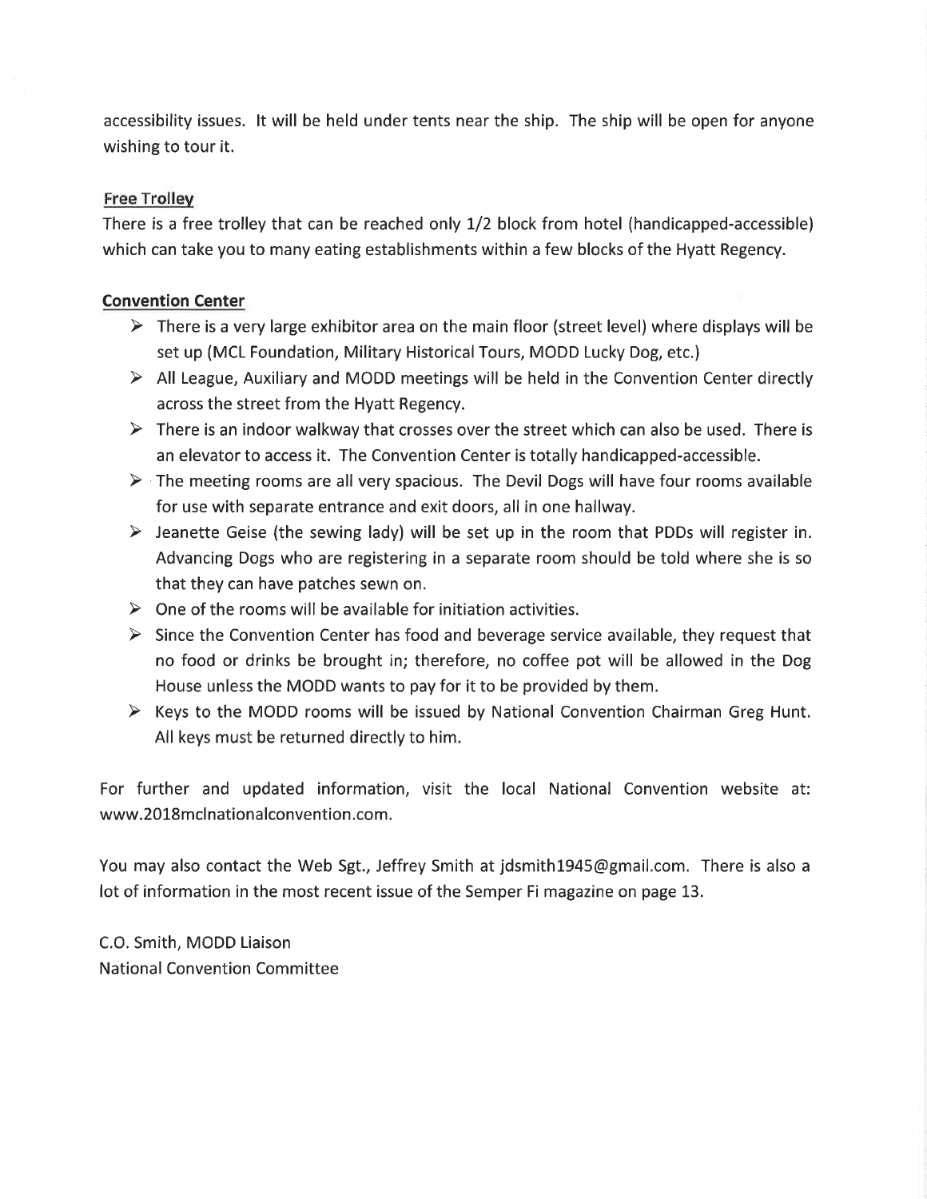accessibility issues. It will be held under tents near the ship. The ship will be open for anyone wishing to tour it.

**Free Trolley**

There is a free trolley that can be reached only 1/2 block from hotel (handicapped-accessible) which can take you to many eating establishments within a few blocks of the Hyatt Regency.

**Convention Center**

- There is a very large exhibitor area on the main floor (street level) where displays will be set up (MCL Foundation, Military Historical Tours, MODD Lucky Dog, etc.)
- All League, Auxiliary and MODD meetings will be held in the Convention Center directly across the street from the Hyatt Regency.
- There is an indoor walkway that crosses over the street which can also be used. There is an elevator to access it. The Convention Center is totally handicapped-accessible.
- The meeting rooms are all very spacious. The Devil Dogs will have four rooms available for use with separate entrance and exit doors, all in one hallway.
- Jeanette Geise (the sewing lady) will be set up in the room that PDDs will register in. Advancing Dogs who are registering in a separate room should be told where she is so that they can have patches sewn on.
- One of the rooms will be available for initiation activities.
- Since the Convention Center has food and beverage service available, they request that no food or drinks be brought in; therefore, no coffee pot will be allowed in the Dog House unless the MODD wants to pay for it to be provided by them.
- Keys to the MODD rooms will be issued by National Convention Chairman Greg Hunt. All keys must be returned directly to him.

For further and updated information, visit the local National Convention website at: www.2018mclnationalconvention.com.

You may also contact the Web Sgt., Jeffrey Smith at jdsmith1945@gmail.com. There is also a lot of information in the most recent issue of the Semper Fi magazine on page 13.

C.O. Smith, MODD Liaison
National Convention Committee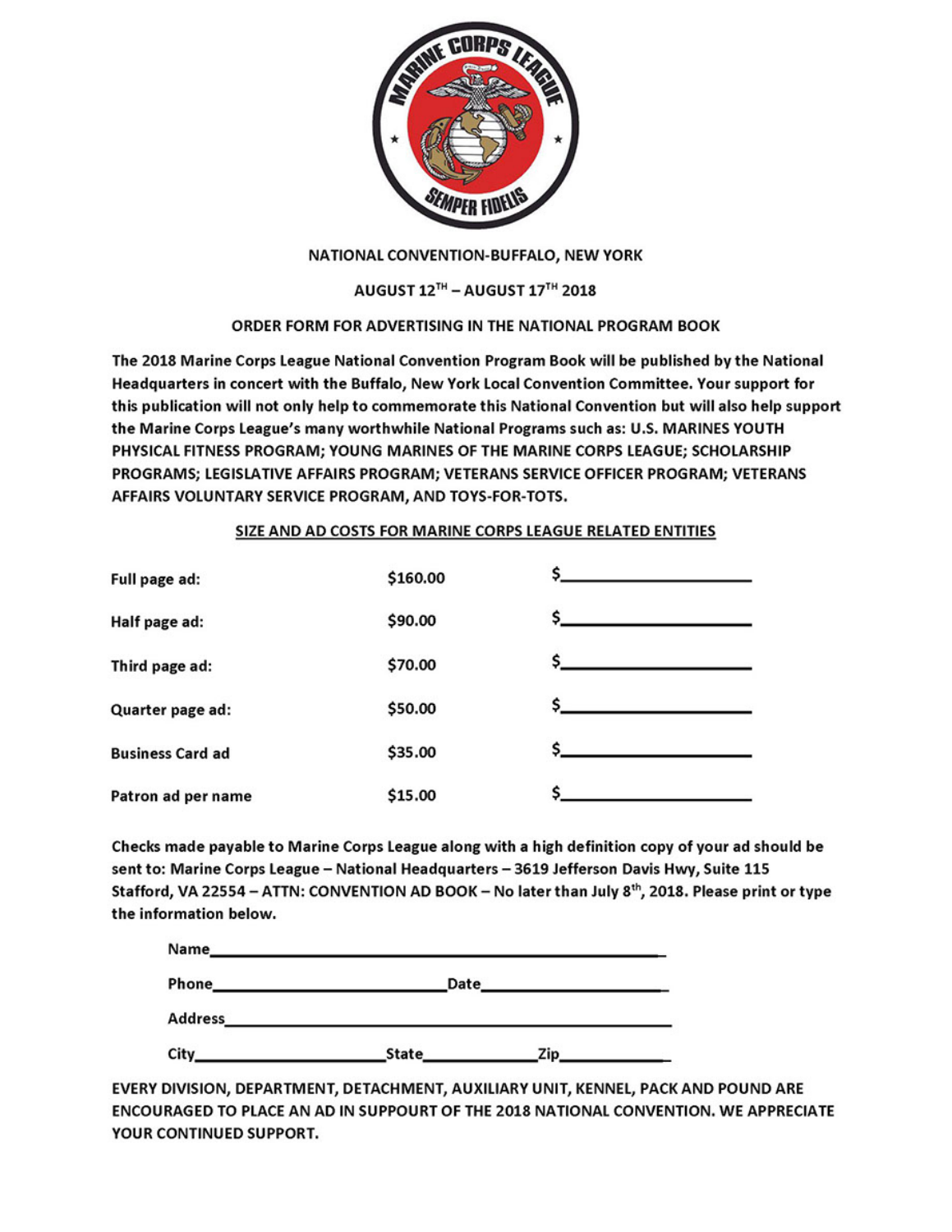**NATIONAL CONVENTION-BUFFALO, NEW YORK**

**AUGUST 12TH – AUGUST 17TH 2018**

**ORDER FORM FOR ADVERTISING IN THE NATIONAL PROGRAM BOOK**

**The 2018 Marine Corps League National Convention Program Book will be published by the National Headquarters in concert with the Buffalo, New York Local Convention Committee. Your support for this publication will not only help to commemorate this National Convention but will also help support the Marine Corps League's many worthwhile National Programs such as: U.S. MARINES YOUTH PHYSICAL FITNESS PROGRAM; YOUNG MARINES OF THE MARINE CORPS LEAGUE; SCHOLARSHIP PROGRAMS; LEGISLATIVE AFFAIRS PROGRAM; VETERANS SERVICE OFFICER PROGRAM; VETERANS AFFAIRS VOLUNTARY SERVICE PROGRAM, AND TOYS-FOR-TOTS.**

**SIZE AND AD COSTS FOR MARINE CORPS LEAGUE RELATED ENTITIES**

| | | |
|---|---|---|
| **Full page ad:** | **$160.00** | $__________________ |
| **Half page ad:** | **$90.00** | $__________________ |
| **Third page ad:** | **$70.00** | $__________________ |
| **Quarter page ad:** | **$50.00** | $__________________ |
| **Business Card ad** | **$35.00** | $__________________ |
| **Patron ad per name** | **$15.00** | $__________________ |

**Checks made payable to Marine Corps League along with a high definition copy of your ad should be sent to: Marine Corps League – National Headquarters – 3619 Jefferson Davis Hwy, Suite 115 Stafford, VA 22554 – ATTN: CONVENTION AD BOOK – No later than July 8th, 2018. Please print or type the information below.**

**Name**__________________________________________

**Phone**____________________ **Date**________________

**Address**________________________________________

**City**________________ **State**__________ **Zip**__________

**EVERY DIVISION, DEPARTMENT, DETACHMENT, AUXILIARY UNIT, KENNEL, PACK AND POUND ARE ENCOURAGED TO PLACE AN AD IN SUPPOURT OF THE 2018 NATIONAL CONVENTION. WE APPRECIATE YOUR CONTINUED SUPPORT.**